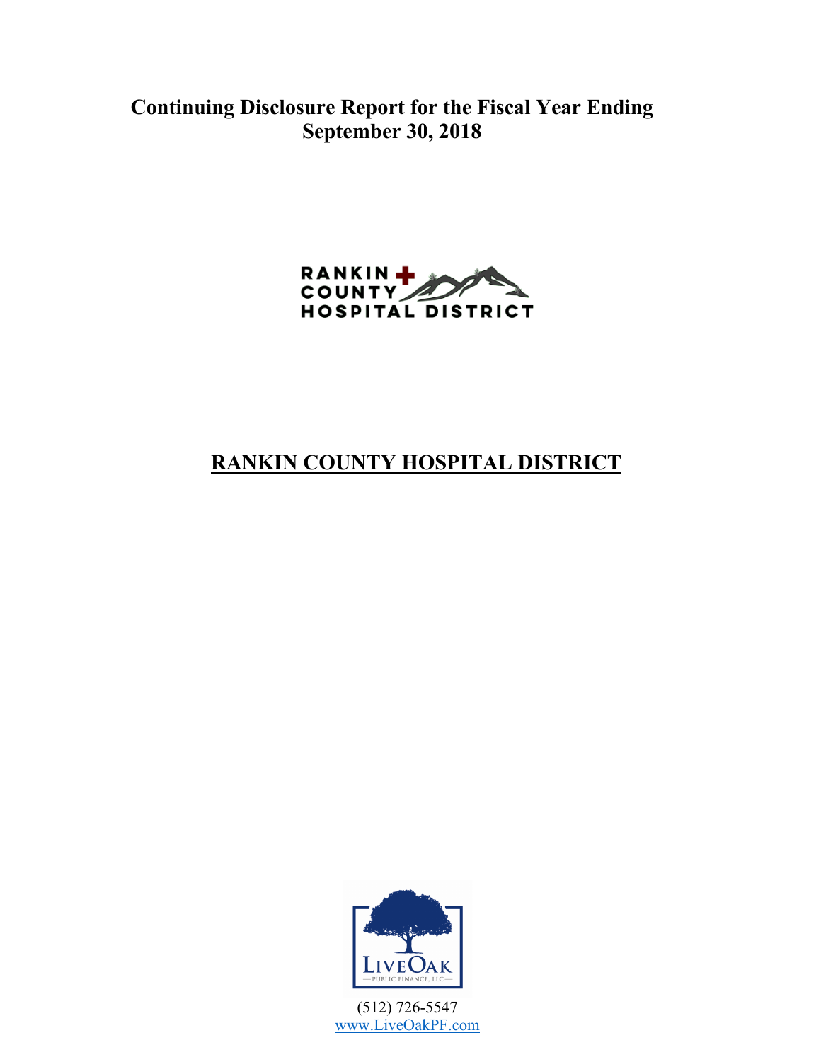# Continuing Disclosure Report for the Fiscal Year Ending September 30, 2018

RANKIN COUNTY HOSPITAL DISTRICT

## RANKIN COUNTY HOSPITAL DISTRICT

LIVEOAK PUBLIC FINANCE, LLC

(512) 726-5547
www.LiveOakPF.com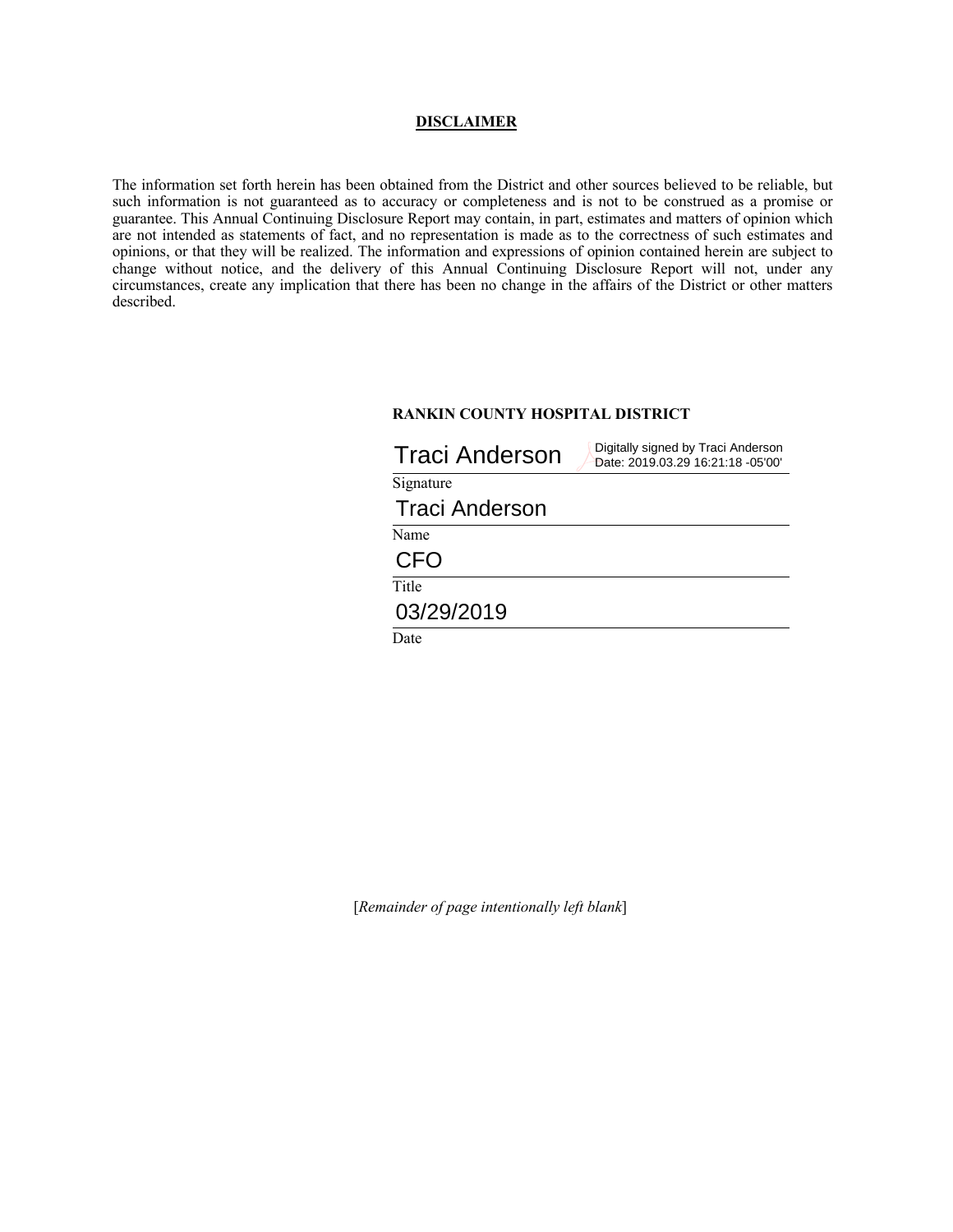**DISCLAIMER**

The information set forth herein has been obtained from the District and other sources believed to be reliable, but such information is not guaranteed as to accuracy or completeness and is not to be construed as a promise or guarantee. This Annual Continuing Disclosure Report may contain, in part, estimates and matters of opinion which are not intended as statements of fact, and no representation is made as to the correctness of such estimates and opinions, or that they will be realized. The information and expressions of opinion contained herein are subject to change without notice, and the delivery of this Annual Continuing Disclosure Report will not, under any circumstances, create any implication that there has been no change in the affairs of the District or other matters described.

**RANKIN COUNTY HOSPITAL DISTRICT**

Traci Anderson — Digitally signed by Traci Anderson Date: 2019.03.29 16:21:18 -05'00'

Signature

Traci Anderson

Name

CFO

Title

03/29/2019

Date

[*Remainder of page intentionally left blank*]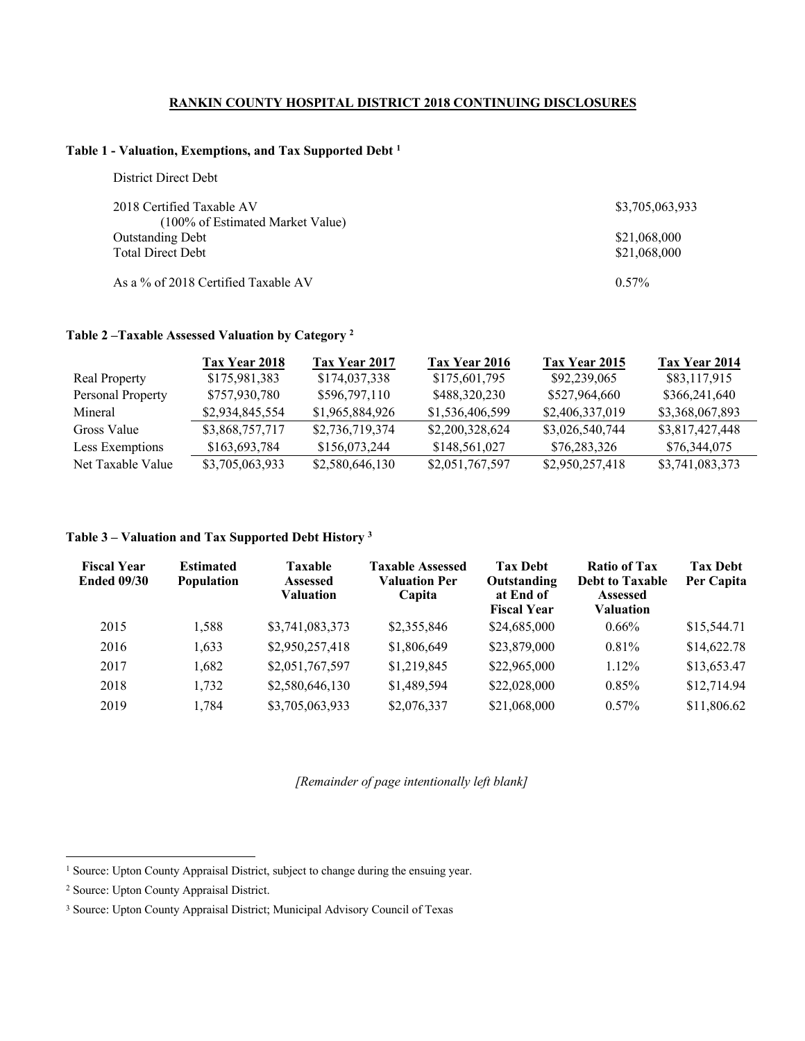**RANKIN COUNTY HOSPITAL DISTRICT 2018 CONTINUING DISCLOSURES**

### Table 1 - Valuation, Exemptions, and Tax Supported Debt [1]

District Direct Debt

| | |
|---|---|
| 2018 Certified Taxable AV (100% of Estimated Market Value) | $3,705,063,933 |
| Outstanding Debt | $21,068,000 |
| Total Direct Debt | $21,068,000 |
| As a % of 2018 Certified Taxable AV | 0.57% |

### Table 2 –Taxable Assessed Valuation by Category [2]

| | Tax Year 2018 | Tax Year 2017 | Tax Year 2016 | Tax Year 2015 | Tax Year 2014 |
|---|---|---|---|---|---|
| Real Property | $175,981,383 | $174,037,338 | $175,601,795 | $92,239,065 | $83,117,915 |
| Personal Property | $757,930,780 | $596,797,110 | $488,320,230 | $527,964,660 | $366,241,640 |
| Mineral | $2,934,845,554 | $1,965,884,926 | $1,536,406,599 | $2,406,337,019 | $3,368,067,893 |
| Gross Value | $3,868,757,717 | $2,736,719,374 | $2,200,328,624 | $3,026,540,744 | $3,817,427,448 |
| Less Exemptions | $163,693,784 | $156,073,244 | $148,561,027 | $76,283,326 | $76,344,075 |
| Net Taxable Value | $3,705,063,933 | $2,580,646,130 | $2,051,767,597 | $2,950,257,418 | $3,741,083,373 |

### Table 3 – Valuation and Tax Supported Debt History [3]

| Fiscal Year Ended 09/30 | Estimated Population | Taxable Assessed Valuation | Taxable Assessed Valuation Per Capita | Tax Debt Outstanding at End of Fiscal Year | Ratio of Tax Debt to Taxable Assessed Valuation | Tax Debt Per Capita |
|---|---|---|---|---|---|---|
| 2015 | 1,588 | $3,741,083,373 | $2,355,846 | $24,685,000 | 0.66% | $15,544.71 |
| 2016 | 1,633 | $2,950,257,418 | $1,806,649 | $23,879,000 | 0.81% | $14,622.78 |
| 2017 | 1,682 | $2,051,767,597 | $1,219,845 | $22,965,000 | 1.12% | $13,653.47 |
| 2018 | 1,732 | $2,580,646,130 | $1,489,594 | $22,028,000 | 0.85% | $12,714.94 |
| 2019 | 1,784 | $3,705,063,933 | $2,076,337 | $21,068,000 | 0.57% | $11,806.62 |

*[Remainder of page intentionally left blank]*

[1] Source: Upton County Appraisal District, subject to change during the ensuing year.

[2] Source: Upton County Appraisal District.

[3] Source: Upton County Appraisal District; Municipal Advisory Council of Texas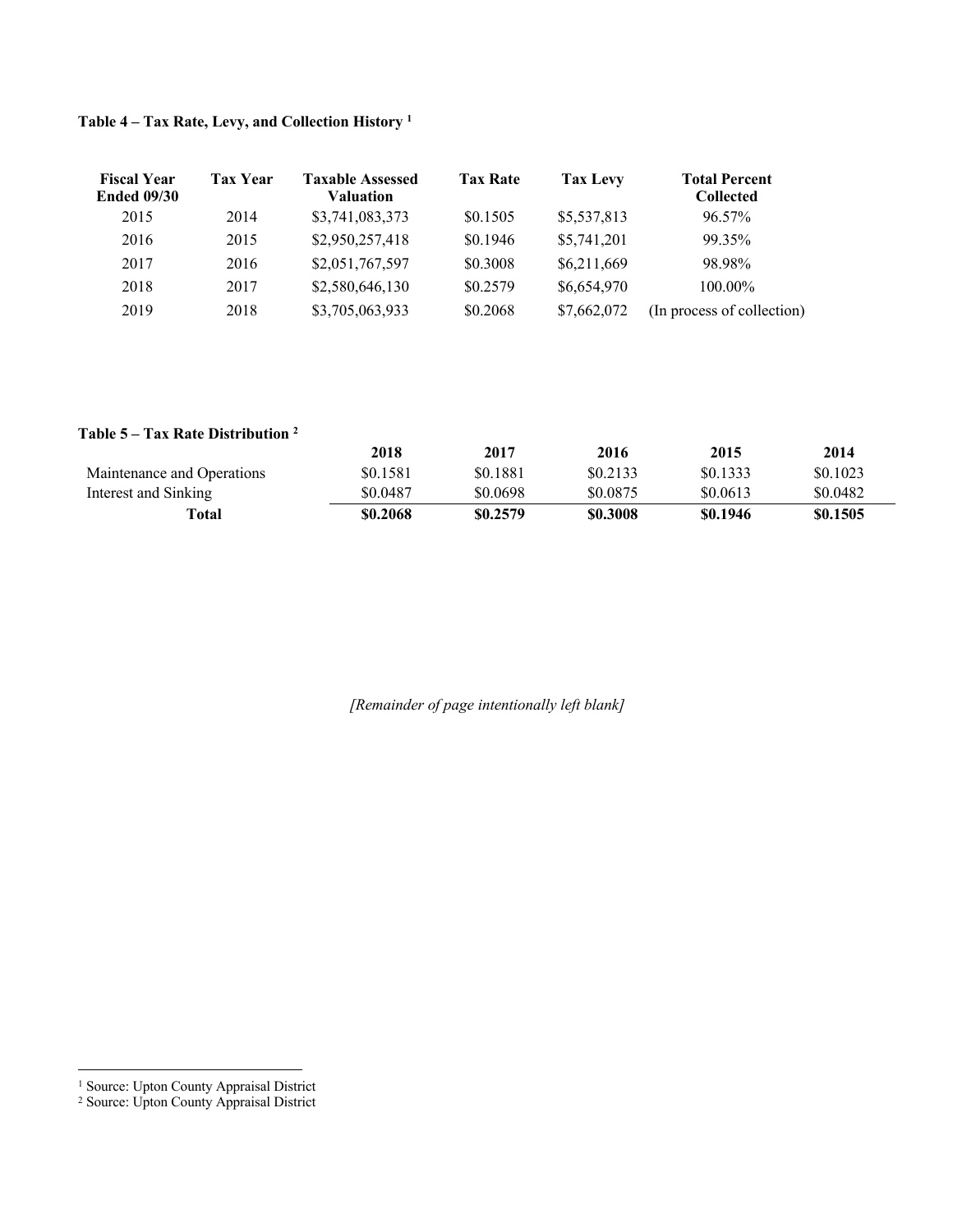**Table 4 – Tax Rate, Levy, and Collection History [1]**

| Fiscal Year Ended 09/30 | Tax Year | Taxable Assessed Valuation | Tax Rate | Tax Levy | Total Percent Collected |
|---|---|---|---|---|---|
| 2015 | 2014 | $3,741,083,373 | $0.1505 | $5,537,813 | 96.57% |
| 2016 | 2015 | $2,950,257,418 | $0.1946 | $5,741,201 | 99.35% |
| 2017 | 2016 | $2,051,767,597 | $0.3008 | $6,211,669 | 98.98% |
| 2018 | 2017 | $2,580,646,130 | $0.2579 | $6,654,970 | 100.00% |
| 2019 | 2018 | $3,705,063,933 | $0.2068 | $7,662,072 | (In process of collection) |

**Table 5 – Tax Rate Distribution [2]**

| | 2018 | 2017 | 2016 | 2015 | 2014 |
|---|---|---|---|---|---|
| Maintenance and Operations | $0.1581 | $0.1881 | $0.2133 | $0.1333 | $0.1023 |
| Interest and Sinking | $0.0487 | $0.0698 | $0.0875 | $0.0613 | $0.0482 |
| **Total** | **$0.2068** | **$0.2579** | **$0.3008** | **$0.1946** | **$0.1505** |

*[Remainder of page intentionally left blank]*

[1] Source: Upton County Appraisal District
[2] Source: Upton County Appraisal District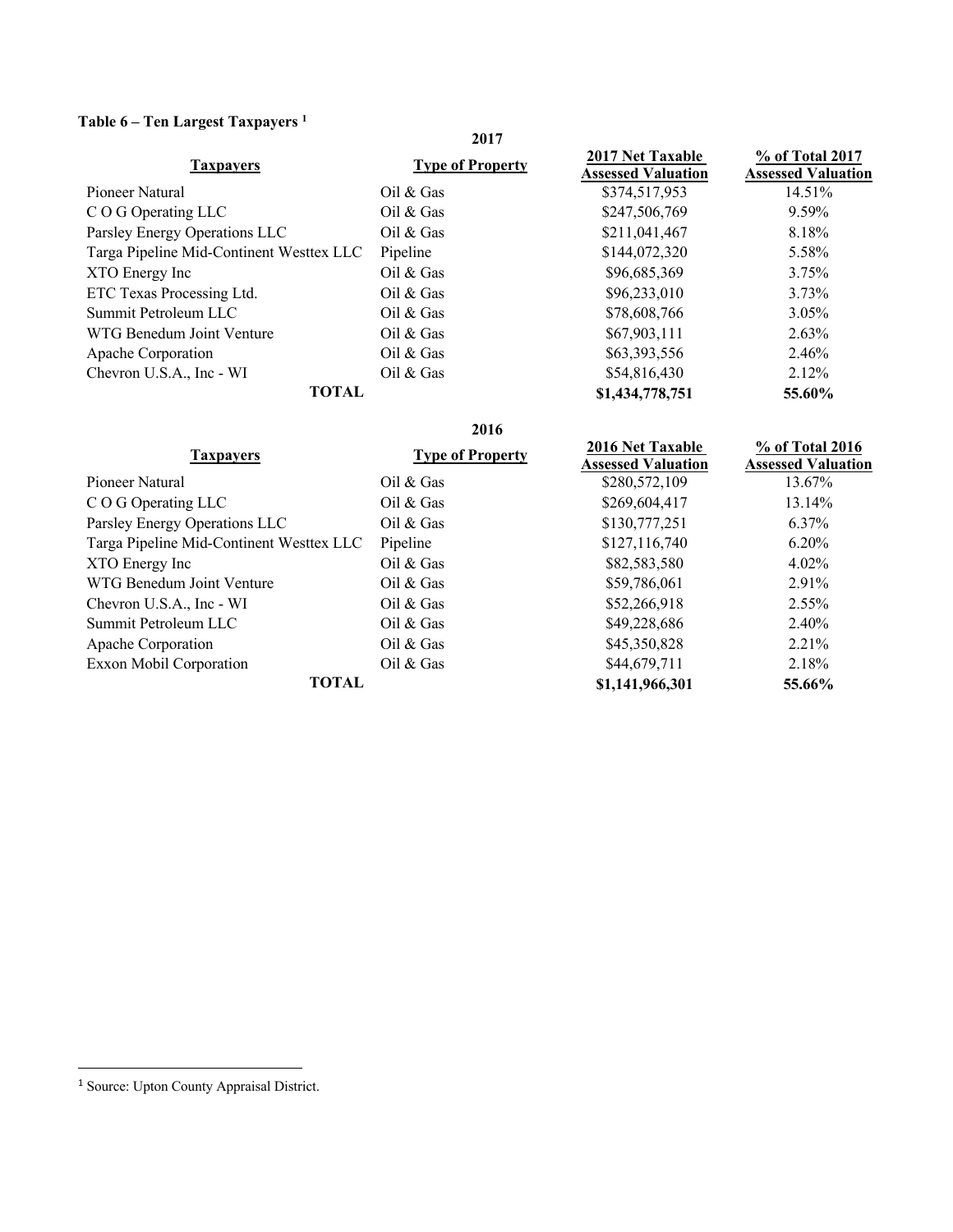**Table 6 – Ten Largest Taxpayers [1]**

**2017**

| Taxpayers | Type of Property | 2017 Net Taxable Assessed Valuation | % of Total 2017 Assessed Valuation |
|---|---|---|---|
| Pioneer Natural | Oil & Gas | $374,517,953 | 14.51% |
| C O G Operating LLC | Oil & Gas | $247,506,769 | 9.59% |
| Parsley Energy Operations LLC | Oil & Gas | $211,041,467 | 8.18% |
| Targa Pipeline Mid-Continent Westtex LLC | Pipeline | $144,072,320 | 5.58% |
| XTO Energy Inc | Oil & Gas | $96,685,369 | 3.75% |
| ETC Texas Processing Ltd. | Oil & Gas | $96,233,010 | 3.73% |
| Summit Petroleum LLC | Oil & Gas | $78,608,766 | 3.05% |
| WTG Benedum Joint Venture | Oil & Gas | $67,903,111 | 2.63% |
| Apache Corporation | Oil & Gas | $63,393,556 | 2.46% |
| Chevron U.S.A., Inc - WI | Oil & Gas | $54,816,430 | 2.12% |
| **TOTAL** | | **$1,434,778,751** | **55.60%** |

**2016**

| Taxpayers | Type of Property | 2016 Net Taxable Assessed Valuation | % of Total 2016 Assessed Valuation |
|---|---|---|---|
| Pioneer Natural | Oil & Gas | $280,572,109 | 13.67% |
| C O G Operating LLC | Oil & Gas | $269,604,417 | 13.14% |
| Parsley Energy Operations LLC | Oil & Gas | $130,777,251 | 6.37% |
| Targa Pipeline Mid-Continent Westtex LLC | Pipeline | $127,116,740 | 6.20% |
| XTO Energy Inc | Oil & Gas | $82,583,580 | 4.02% |
| WTG Benedum Joint Venture | Oil & Gas | $59,786,061 | 2.91% |
| Chevron U.S.A., Inc - WI | Oil & Gas | $52,266,918 | 2.55% |
| Summit Petroleum LLC | Oil & Gas | $49,228,686 | 2.40% |
| Apache Corporation | Oil & Gas | $45,350,828 | 2.21% |
| Exxon Mobil Corporation | Oil & Gas | $44,679,711 | 2.18% |
| **TOTAL** | | **$1,141,966,301** | **55.66%** |

[1] Source: Upton County Appraisal District.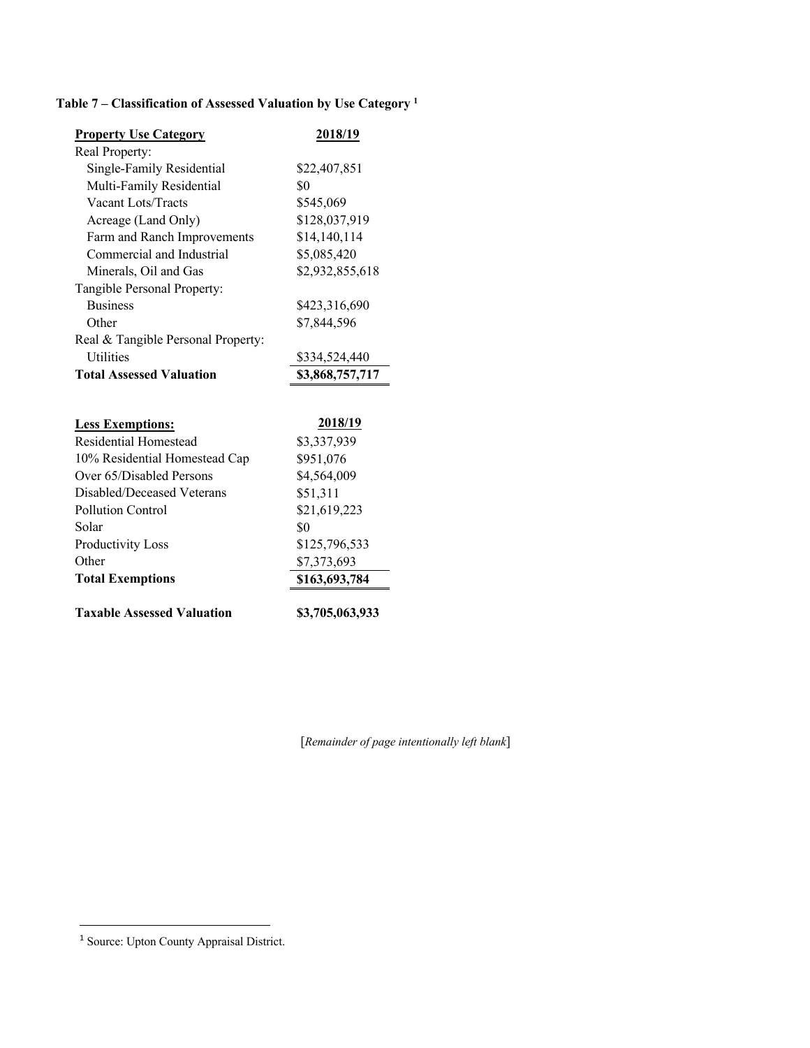**Table 7 – Classification of Assessed Valuation by Use Category [1]**

| Property Use Category | 2018/19 |
|---|---|
| Real Property: | |
| Single-Family Residential | $22,407,851 |
| Multi-Family Residential | $0 |
| Vacant Lots/Tracts | $545,069 |
| Acreage (Land Only) | $128,037,919 |
| Farm and Ranch Improvements | $14,140,114 |
| Commercial and Industrial | $5,085,420 |
| Minerals, Oil and Gas | $2,932,855,618 |
| Tangible Personal Property: | |
| Business | $423,316,690 |
| Other | $7,844,596 |
| Real & Tangible Personal Property: | |
| Utilities | $334,524,440 |
| **Total Assessed Valuation** | **$3,868,757,717** |

| Less Exemptions: | 2018/19 |
|---|---|
| Residential Homestead | $3,337,939 |
| 10% Residential Homestead Cap | $951,076 |
| Over 65/Disabled Persons | $4,564,009 |
| Disabled/Deceased Veterans | $51,311 |
| Pollution Control | $21,619,223 |
| Solar | $0 |
| Productivity Loss | $125,796,533 |
| Other | $7,373,693 |
| **Total Exemptions** | **$163,693,784** |
| | |
| **Taxable Assessed Valuation** | **$3,705,063,933** |

[*Remainder of page intentionally left blank*]

[1] Source: Upton County Appraisal District.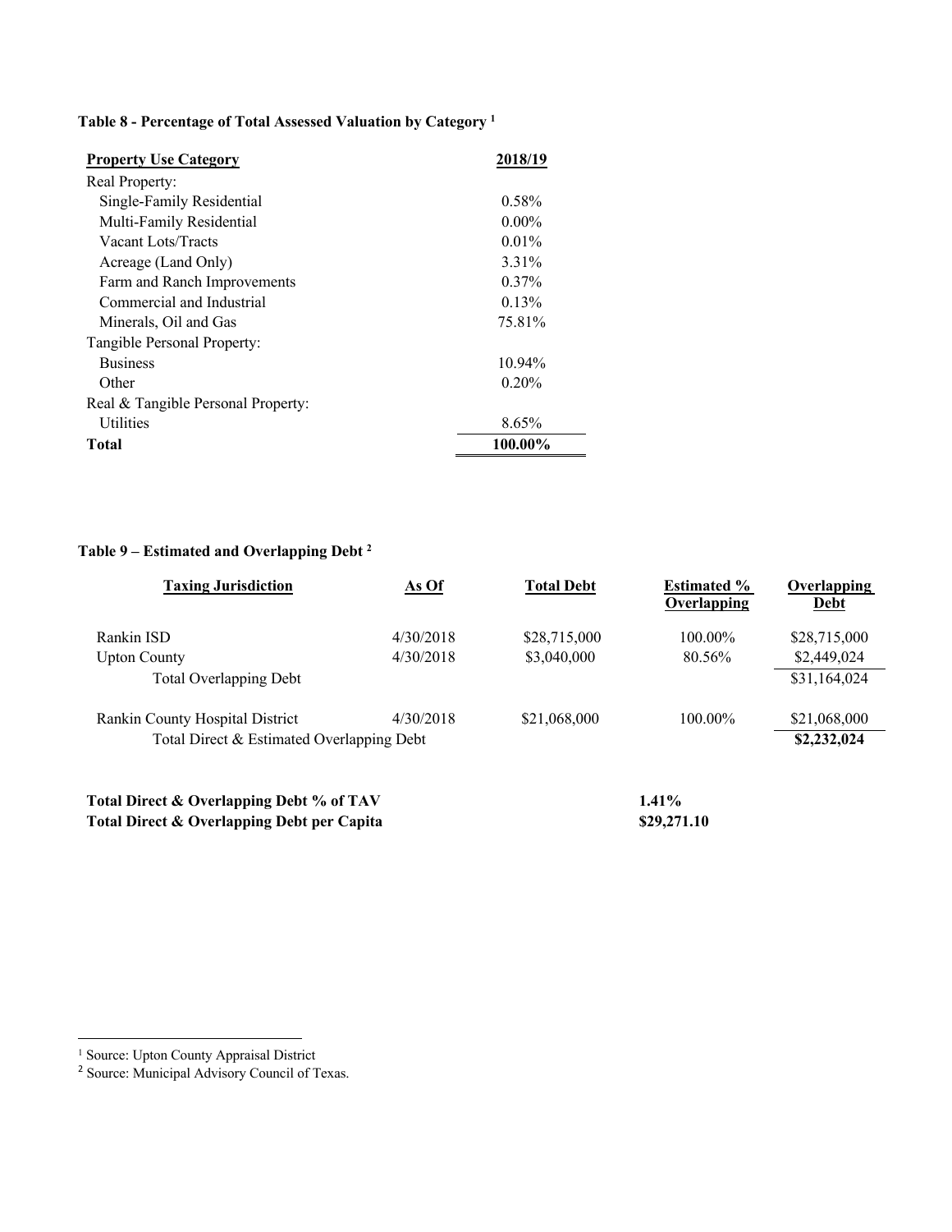**Table 8 - Percentage of Total Assessed Valuation by Category [1]**

| Property Use Category | 2018/19 |
|---|---|
| Real Property: | |
| Single-Family Residential | 0.58% |
| Multi-Family Residential | 0.00% |
| Vacant Lots/Tracts | 0.01% |
| Acreage (Land Only) | 3.31% |
| Farm and Ranch Improvements | 0.37% |
| Commercial and Industrial | 0.13% |
| Minerals, Oil and Gas | 75.81% |
| Tangible Personal Property: | |
| Business | 10.94% |
| Other | 0.20% |
| Real & Tangible Personal Property: | |
| Utilities | 8.65% |
| **Total** | **100.00%** |

**Table 9 – Estimated and Overlapping Debt [2]**

| Taxing Jurisdiction | As Of | Total Debt | Estimated % Overlapping | Overlapping Debt |
|---|---|---|---|---|
| Rankin ISD | 4/30/2018 | $28,715,000 | 100.00% | $28,715,000 |
| Upton County | 4/30/2018 | $3,040,000 | 80.56% | $2,449,024 |
| Total Overlapping Debt | | | | $31,164,024 |
| Rankin County Hospital District | 4/30/2018 | $21,068,000 | 100.00% | $21,068,000 |
| Total Direct & Estimated Overlapping Debt | | | | **$2,232,024** |

| | |
|---|---|
| **Total Direct & Overlapping Debt % of TAV** | **1.41%** |
| **Total Direct & Overlapping Debt per Capita** | **$29,271.10** |

[1] Source: Upton County Appraisal District

[2] Source: Municipal Advisory Council of Texas.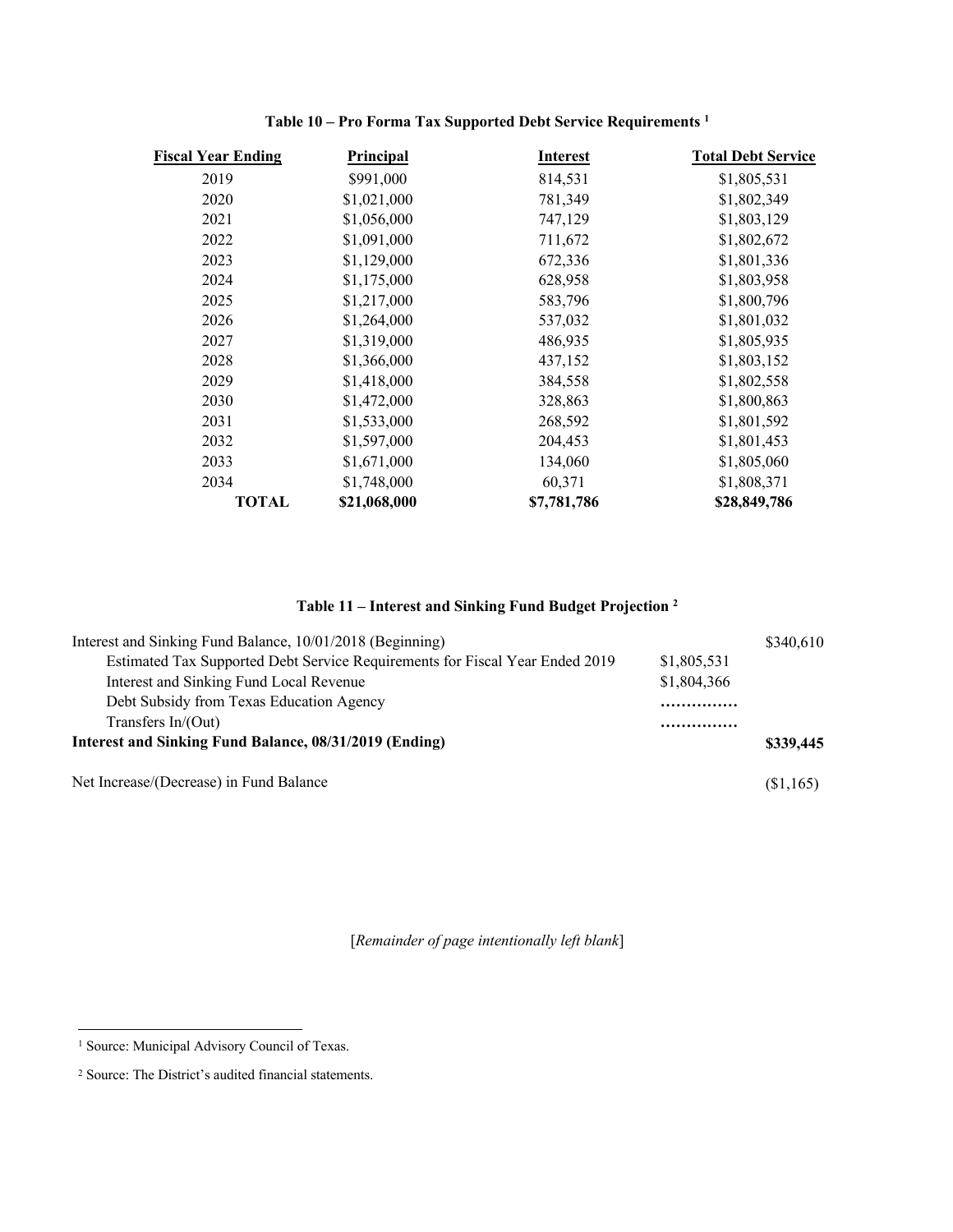### Table 10 – Pro Forma Tax Supported Debt Service Requirements [1]

| Fiscal Year Ending | Principal | Interest | Total Debt Service |
|---|---|---|---|
| 2019 | $991,000 | 814,531 | $1,805,531 |
| 2020 | $1,021,000 | 781,349 | $1,802,349 |
| 2021 | $1,056,000 | 747,129 | $1,803,129 |
| 2022 | $1,091,000 | 711,672 | $1,802,672 |
| 2023 | $1,129,000 | 672,336 | $1,801,336 |
| 2024 | $1,175,000 | 628,958 | $1,803,958 |
| 2025 | $1,217,000 | 583,796 | $1,800,796 |
| 2026 | $1,264,000 | 537,032 | $1,801,032 |
| 2027 | $1,319,000 | 486,935 | $1,805,935 |
| 2028 | $1,366,000 | 437,152 | $1,803,152 |
| 2029 | $1,418,000 | 384,558 | $1,802,558 |
| 2030 | $1,472,000 | 328,863 | $1,800,863 |
| 2031 | $1,533,000 | 268,592 | $1,801,592 |
| 2032 | $1,597,000 | 204,453 | $1,801,453 |
| 2033 | $1,671,000 | 134,060 | $1,805,060 |
| 2034 | $1,748,000 | 60,371 | $1,808,371 |
| **TOTAL** | **$21,068,000** | **$7,781,786** | **$28,849,786** |

### Table 11 – Interest and Sinking Fund Budget Projection [2]

| | | |
|---|---|---|
| Interest and Sinking Fund Balance, 10/01/2018 (Beginning) | | $340,610 |
| Estimated Tax Supported Debt Service Requirements for Fiscal Year Ended 2019 | $1,805,531 | |
| Interest and Sinking Fund Local Revenue | $1,804,366 | |
| Debt Subsidy from Texas Education Agency | …………… | |
| Transfers In/(Out) | …………… | |
| **Interest and Sinking Fund Balance, 08/31/2019 (Ending)** | | **$339,445** |
| Net Increase/(Decrease) in Fund Balance | | ($1,165) |

[*Remainder of page intentionally left blank*]

[1] Source: Municipal Advisory Council of Texas.

[2] Source: The District's audited financial statements.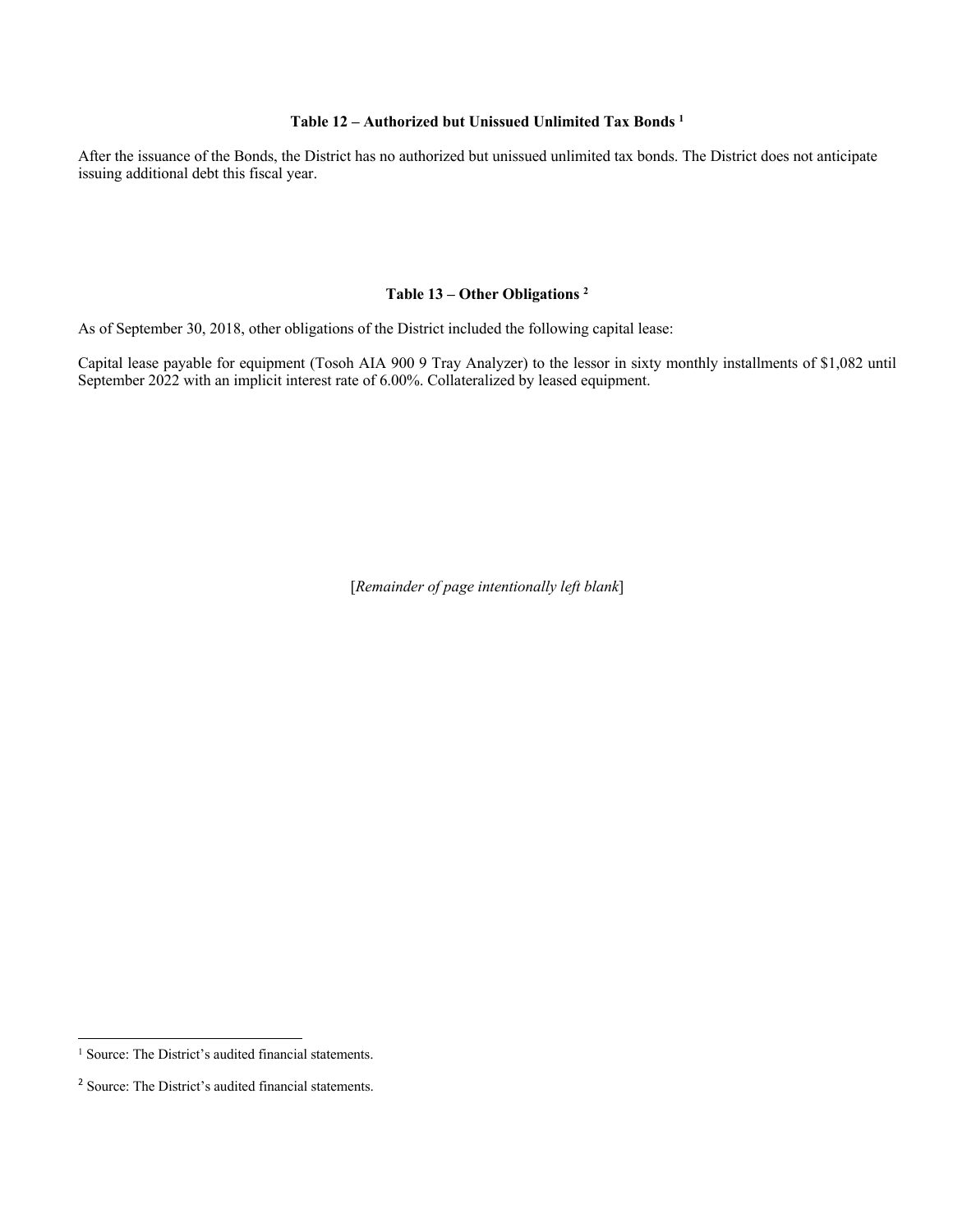**Table 12 – Authorized but Unissued Unlimited Tax Bonds [1]**

After the issuance of the Bonds, the District has no authorized but unissued unlimited tax bonds. The District does not anticipate issuing additional debt this fiscal year.

**Table 13 – Other Obligations [2]**

As of September 30, 2018, other obligations of the District included the following capital lease:

Capital lease payable for equipment (Tosoh AIA 900 9 Tray Analyzer) to the lessor in sixty monthly installments of $1,082 until September 2022 with an implicit interest rate of 6.00%. Collateralized by leased equipment.

[*Remainder of page intentionally left blank*]

[1] Source: The District's audited financial statements.

[2] Source: The District's audited financial statements.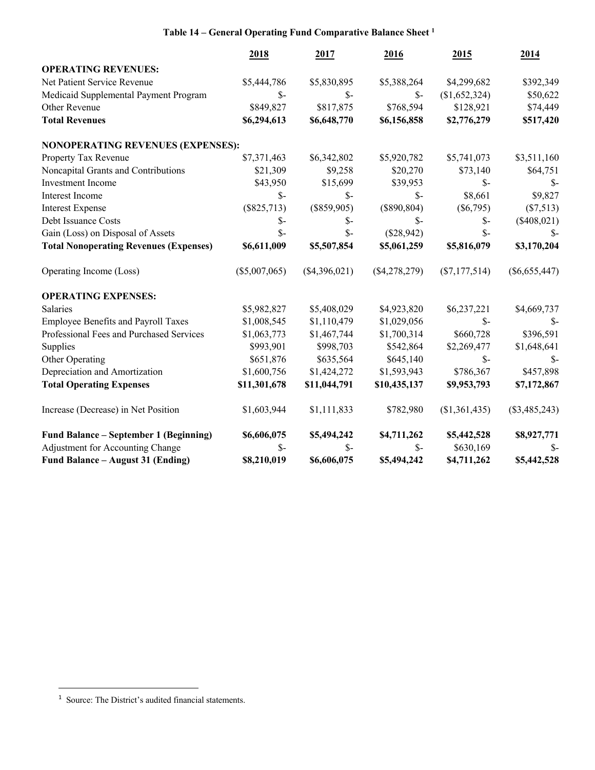**Table 14 – General Operating Fund Comparative Balance Sheet [1]**

| | 2018 | 2017 | 2016 | 2015 | 2014 |
|---|---|---|---|---|---|
| **OPERATING REVENUES:** | | | | | |
| Net Patient Service Revenue | $5,444,786 | $5,830,895 | $5,388,264 | $4,299,682 | $392,349 |
| Medicaid Supplemental Payment Program | $- | $- | $- | ($1,652,324) | $50,622 |
| Other Revenue | $849,827 | $817,875 | $768,594 | $128,921 | $74,449 |
| **Total Revenues** | **$6,294,613** | **$6,648,770** | **$6,156,858** | **$2,776,279** | **$517,420** |
| **NONOPERATING REVENUES (EXPENSES):** | | | | | |
| Property Tax Revenue | $7,371,463 | $6,342,802 | $5,920,782 | $5,741,073 | $3,511,160 |
| Noncapital Grants and Contributions | $21,309 | $9,258 | $20,270 | $73,140 | $64,751 |
| Investment Income | $43,950 | $15,699 | $39,953 | $- | $- |
| Interest Income | $- | $- | $- | $8,661 | $9,827 |
| Interest Expense | ($825,713) | ($859,905) | ($890,804) | ($6,795) | ($7,513) |
| Debt Issuance Costs | $- | $- | $- | $- | ($408,021) |
| Gain (Loss) on Disposal of Assets | $- | $- | ($28,942) | $- | $- |
| **Total Nonoperating Revenues (Expenses)** | **$6,611,009** | **$5,507,854** | **$5,061,259** | **$5,816,079** | **$3,170,204** |
| Operating Income (Loss) | ($5,007,065) | ($4,396,021) | ($4,278,279) | ($7,177,514) | ($6,655,447) |
| **OPERATING EXPENSES:** | | | | | |
| Salaries | $5,982,827 | $5,408,029 | $4,923,820 | $6,237,221 | $4,669,737 |
| Employee Benefits and Payroll Taxes | $1,008,545 | $1,110,479 | $1,029,056 | $- | $- |
| Professional Fees and Purchased Services | $1,063,773 | $1,467,744 | $1,700,314 | $660,728 | $396,591 |
| Supplies | $993,901 | $998,703 | $542,864 | $2,269,477 | $1,648,641 |
| Other Operating | $651,876 | $635,564 | $645,140 | $- | $- |
| Depreciation and Amortization | $1,600,756 | $1,424,272 | $1,593,943 | $786,367 | $457,898 |
| **Total Operating Expenses** | **$11,301,678** | **$11,044,791** | **$10,435,137** | **$9,953,793** | **$7,172,867** |
| Increase (Decrease) in Net Position | $1,603,944 | $1,111,833 | $782,980 | ($1,361,435) | ($3,485,243) |
| **Fund Balance – September 1 (Beginning)** | **$6,606,075** | **$5,494,242** | **$4,711,262** | **$5,442,528** | **$8,927,771** |
| Adjustment for Accounting Change | $- | $- | $- | $630,169 | $- |
| **Fund Balance – August 31 (Ending)** | **$8,210,019** | **$6,606,075** | **$5,494,242** | **$4,711,262** | **$5,442,528** |

[1] Source: The District's audited financial statements.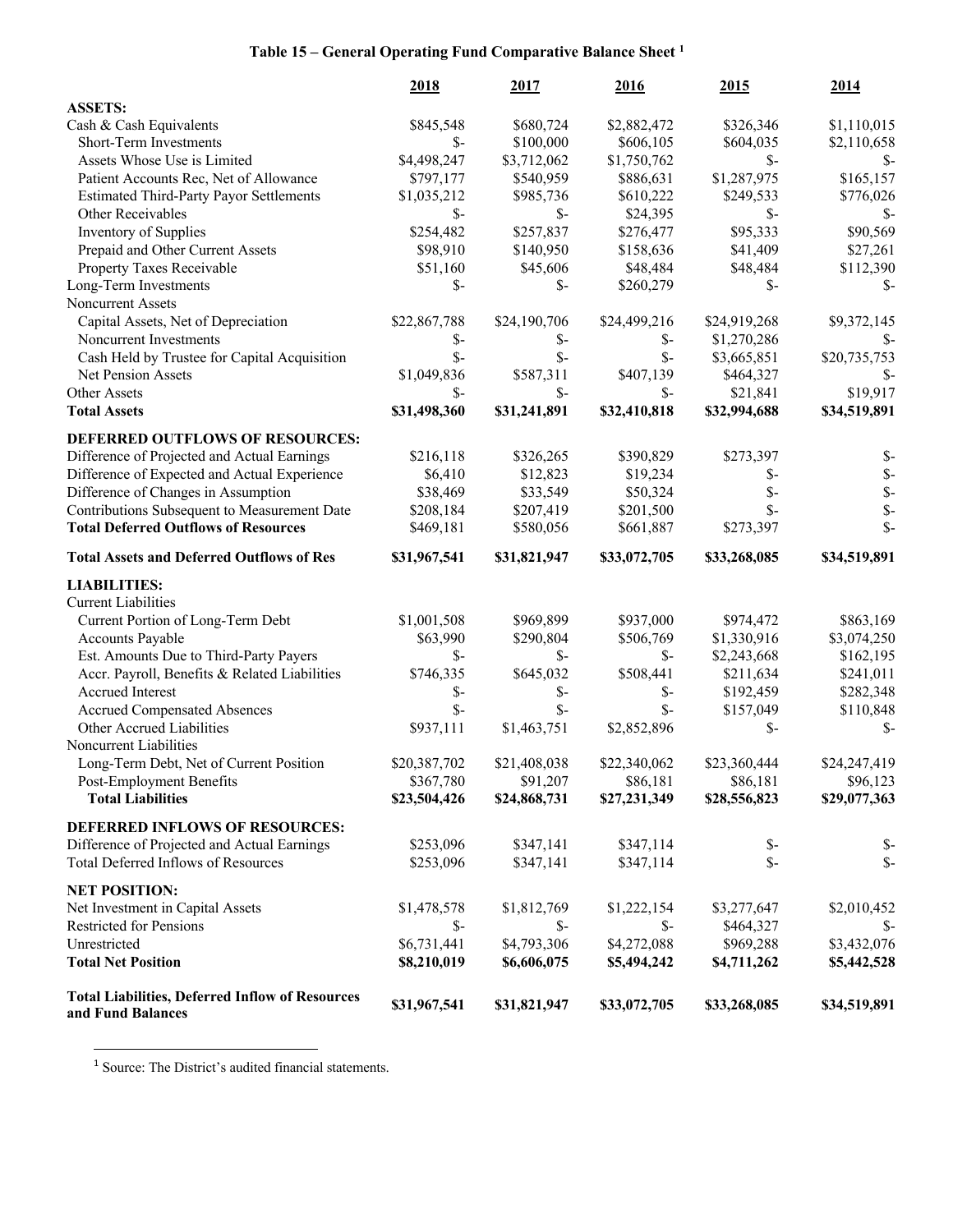### Table 15 – General Operating Fund Comparative Balance Sheet [1]

| | 2018 | 2017 | 2016 | 2015 | 2014 |
|---|---|---|---|---|---|
| **ASSETS:** | | | | | |
| Cash & Cash Equivalents | $845,548 | $680,724 | $2,882,472 | $326,346 | $1,110,015 |
| Short-Term Investments | $- | $100,000 | $606,105 | $604,035 | $2,110,658 |
| Assets Whose Use is Limited | $4,498,247 | $3,712,062 | $1,750,762 | $- | $- |
| Patient Accounts Rec, Net of Allowance | $797,177 | $540,959 | $886,631 | $1,287,975 | $165,157 |
| Estimated Third-Party Payor Settlements | $1,035,212 | $985,736 | $610,222 | $249,533 | $776,026 |
| Other Receivables | $- | $- | $24,395 | $- | $- |
| Inventory of Supplies | $254,482 | $257,837 | $276,477 | $95,333 | $90,569 |
| Prepaid and Other Current Assets | $98,910 | $140,950 | $158,636 | $41,409 | $27,261 |
| Property Taxes Receivable | $51,160 | $45,606 | $48,484 | $48,484 | $112,390 |
| Long-Term Investments | $- | $- | $260,279 | $- | $- |
| Noncurrent Assets | | | | | |
| Capital Assets, Net of Depreciation | $22,867,788 | $24,190,706 | $24,499,216 | $24,919,268 | $9,372,145 |
| Noncurrent Investments | $- | $- | $- | $1,270,286 | $- |
| Cash Held by Trustee for Capital Acquisition | $- | $- | $- | $3,665,851 | $20,735,753 |
| Net Pension Assets | $1,049,836 | $587,311 | $407,139 | $464,327 | $- |
| Other Assets | $- | $- | $- | $21,841 | $19,917 |
| **Total Assets** | **$31,498,360** | **$31,241,891** | **$32,410,818** | **$32,994,688** | **$34,519,891** |
| **DEFERRED OUTFLOWS OF RESOURCES:** | | | | | |
| Difference of Projected and Actual Earnings | $216,118 | $326,265 | $390,829 | $273,397 | $- |
| Difference of Expected and Actual Experience | $6,410 | $12,823 | $19,234 | $- | $- |
| Difference of Changes in Assumption | $38,469 | $33,549 | $50,324 | $- | $- |
| Contributions Subsequent to Measurement Date | $208,184 | $207,419 | $201,500 | $- | $- |
| **Total Deferred Outflows of Resources** | **$469,181** | **$580,056** | **$661,887** | **$273,397** | **$-** |
| **Total Assets and Deferred Outflows of Res** | **$31,967,541** | **$31,821,947** | **$33,072,705** | **$33,268,085** | **$34,519,891** |
| **LIABILITIES:** | | | | | |
| Current Liabilities | | | | | |
| Current Portion of Long-Term Debt | $1,001,508 | $969,899 | $937,000 | $974,472 | $863,169 |
| Accounts Payable | $63,990 | $290,804 | $506,769 | $1,330,916 | $3,074,250 |
| Est. Amounts Due to Third-Party Payers | $- | $- | $- | $2,243,668 | $162,195 |
| Accr. Payroll, Benefits & Related Liabilities | $746,335 | $645,032 | $508,441 | $211,634 | $241,011 |
| Accrued Interest | $- | $- | $- | $192,459 | $282,348 |
| Accrued Compensated Absences | $- | $- | $- | $157,049 | $110,848 |
| Other Accrued Liabilities | $937,111 | $1,463,751 | $2,852,896 | $- | $- |
| Noncurrent Liabilities | | | | | |
| Long-Term Debt, Net of Current Position | $20,387,702 | $21,408,038 | $22,340,062 | $23,360,444 | $24,247,419 |
| Post-Employment Benefits | $367,780 | $91,207 | $86,181 | $86,181 | $96,123 |
| **Total Liabilities** | **$23,504,426** | **$24,868,731** | **$27,231,349** | **$28,556,823** | **$29,077,363** |
| **DEFERRED INFLOWS OF RESOURCES:** | | | | | |
| Difference of Projected and Actual Earnings | $253,096 | $347,141 | $347,114 | $- | $- |
| Total Deferred Inflows of Resources | $253,096 | $347,141 | $347,114 | $- | $- |
| **NET POSITION:** | | | | | |
| Net Investment in Capital Assets | $1,478,578 | $1,812,769 | $1,222,154 | $3,277,647 | $2,010,452 |
| Restricted for Pensions | $- | $- | $- | $464,327 | $- |
| Unrestricted | $6,731,441 | $4,793,306 | $4,272,088 | $969,288 | $3,432,076 |
| **Total Net Position** | **$8,210,019** | **$6,606,075** | **$5,494,242** | **$4,711,262** | **$5,442,528** |
| **Total Liabilities, Deferred Inflow of Resources and Fund Balances** | **$31,967,541** | **$31,821,947** | **$33,072,705** | **$33,268,085** | **$34,519,891** |

[1] Source: The District's audited financial statements.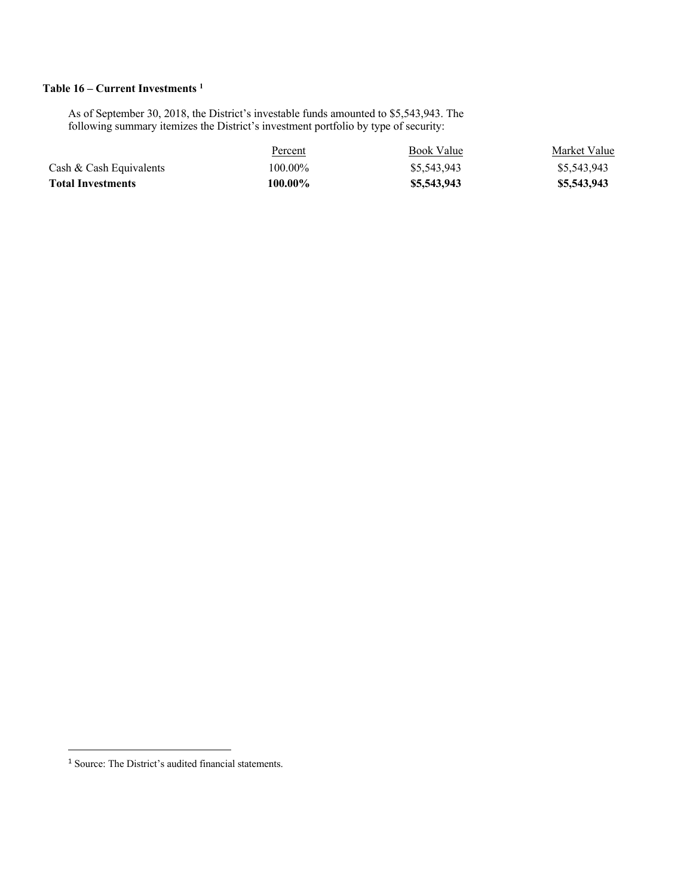**Table 16 – Current Investments [1]**

As of September 30, 2018, the District's investable funds amounted to $5,543,943. The following summary itemizes the District's investment portfolio by type of security:

| | Percent | Book Value | Market Value |
|---|---|---|---|
| Cash & Cash Equivalents | 100.00% | $5,543,943 | $5,543,943 |
| **Total Investments** | **100.00%** | **$5,543,943** | **$5,543,943** |

[1] Source: The District's audited financial statements.